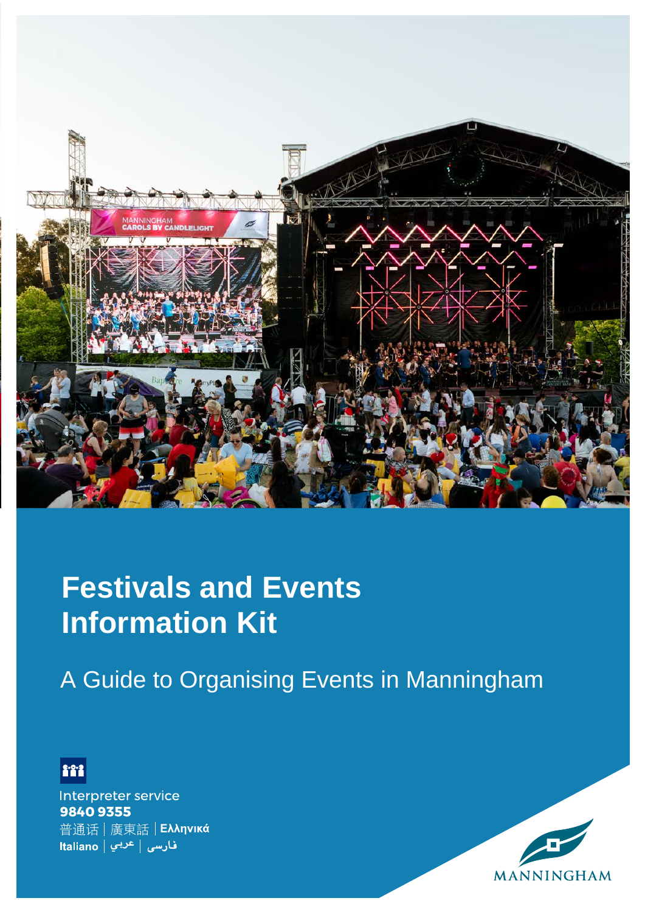# Festivals and Events Information Kit

## A Guide to Organising Events in Manningham

Interpreter service
**9840 9355**
普通话 | 廣東話 | **Ελληνικά**
**Italiano** | عربي | فارسی

MANNINGHAM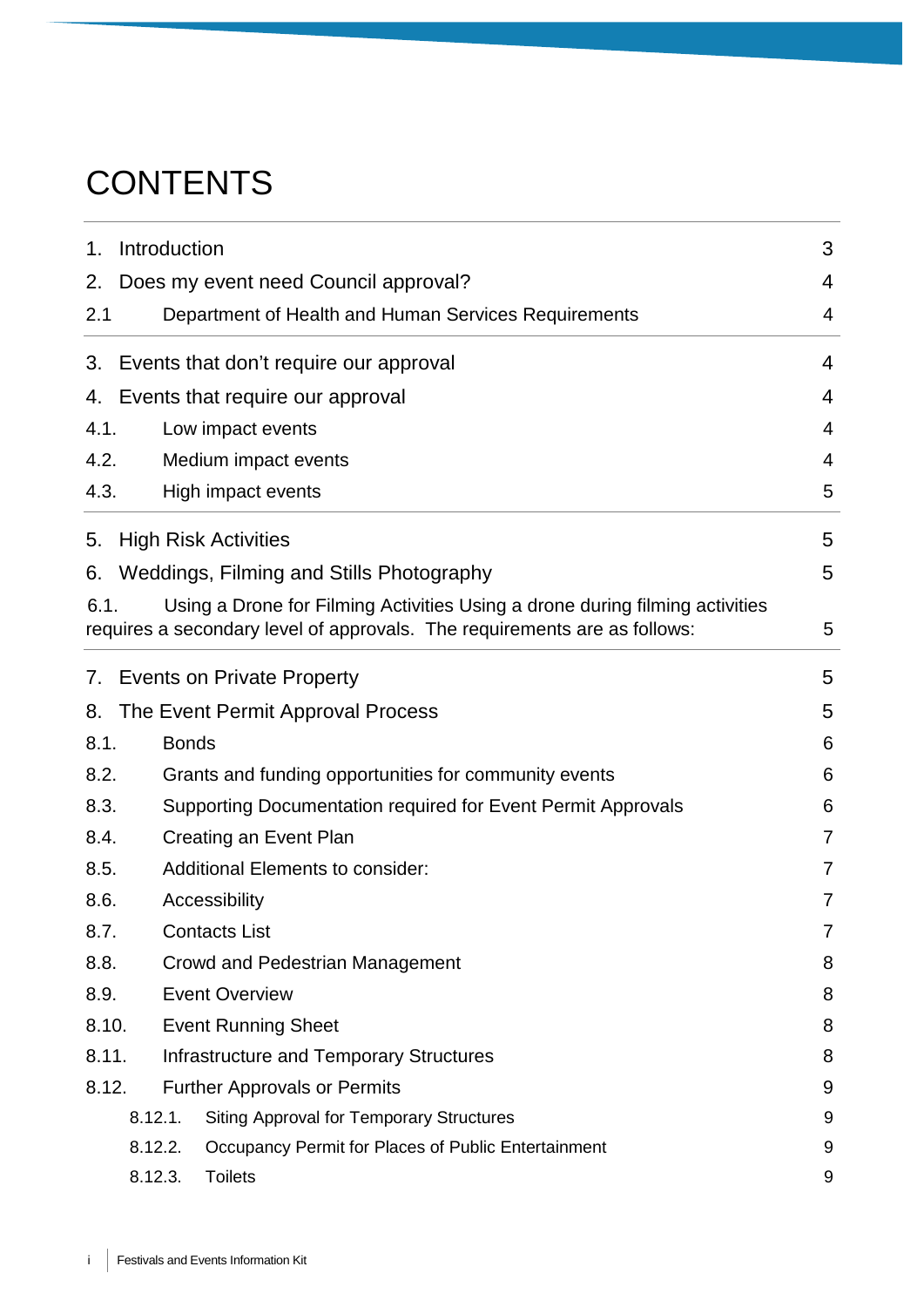# CONTENTS

| | | |
|---|---|---|
| 1. | Introduction | 3 |
| 2. | Does my event need Council approval? | 4 |
| 2.1 | Department of Health and Human Services Requirements | 4 |
| 3. | Events that don't require our approval | 4 |
| 4. | Events that require our approval | 4 |
| 4.1. | Low impact events | 4 |
| 4.2. | Medium impact events | 4 |
| 4.3. | High impact events | 5 |
| 5. | High Risk Activities | 5 |
| 6. | Weddings, Filming and Stills Photography | 5 |
| 6.1. | Using a Drone for Filming Activities Using a drone during filming activities requires a secondary level of approvals. The requirements are as follows: | 5 |
| 7. | Events on Private Property | 5 |
| 8. | The Event Permit Approval Process | 5 |
| 8.1. | Bonds | 6 |
| 8.2. | Grants and funding opportunities for community events | 6 |
| 8.3. | Supporting Documentation required for Event Permit Approvals | 6 |
| 8.4. | Creating an Event Plan | 7 |
| 8.5. | Additional Elements to consider: | 7 |
| 8.6. | Accessibility | 7 |
| 8.7. | Contacts List | 7 |
| 8.8. | Crowd and Pedestrian Management | 8 |
| 8.9. | Event Overview | 8 |
| 8.10. | Event Running Sheet | 8 |
| 8.11. | Infrastructure and Temporary Structures | 8 |
| 8.12. | Further Approvals or Permits | 9 |
| 8.12.1. | Siting Approval for Temporary Structures | 9 |
| 8.12.2. | Occupancy Permit for Places of Public Entertainment | 9 |
| 8.12.3. | Toilets | 9 |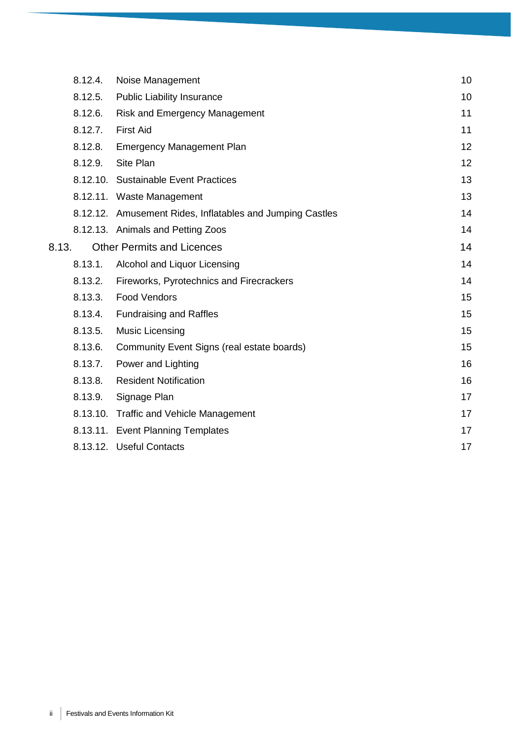- 8.12.4. Noise Management 10
- 8.12.5. Public Liability Insurance 10
- 8.12.6. Risk and Emergency Management 11
- 8.12.7. First Aid 11
- 8.12.8. Emergency Management Plan 12
- 8.12.9. Site Plan 12
- 8.12.10. Sustainable Event Practices 13
- 8.12.11. Waste Management 13
- 8.12.12. Amusement Rides, Inflatables and Jumping Castles 14
- 8.12.13. Animals and Petting Zoos 14

8.13. Other Permits and Licences 14

- 8.13.1. Alcohol and Liquor Licensing 14
- 8.13.2. Fireworks, Pyrotechnics and Firecrackers 14
- 8.13.3. Food Vendors 15
- 8.13.4. Fundraising and Raffles 15
- 8.13.5. Music Licensing 15
- 8.13.6. Community Event Signs (real estate boards) 15
- 8.13.7. Power and Lighting 16
- 8.13.8. Resident Notification 16
- 8.13.9. Signage Plan 17
- 8.13.10. Traffic and Vehicle Management 17
- 8.13.11. Event Planning Templates 17
- 8.13.12. Useful Contacts 17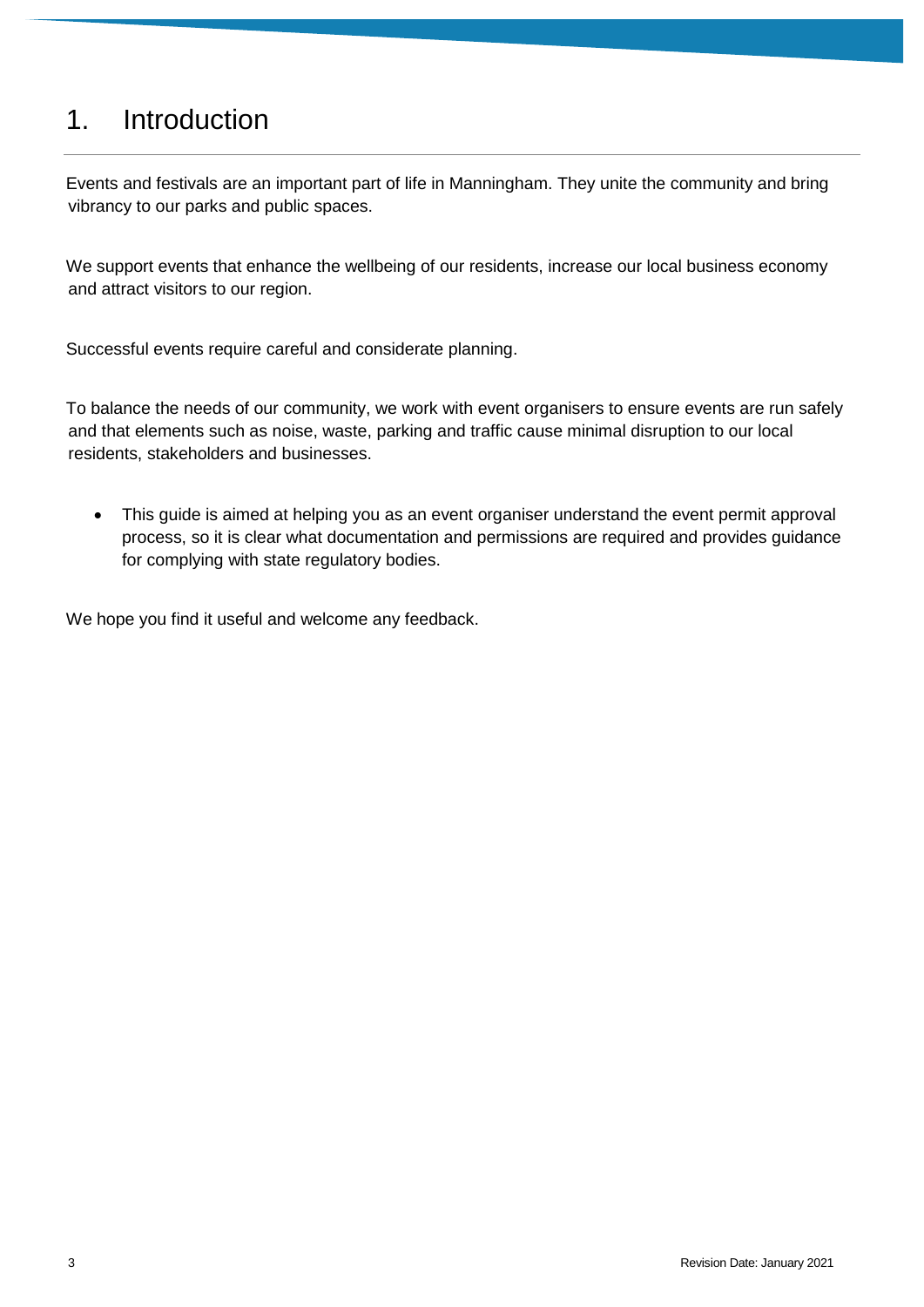# 1. Introduction

Events and festivals are an important part of life in Manningham. They unite the community and bring vibrancy to our parks and public spaces.

We support events that enhance the wellbeing of our residents, increase our local business economy and attract visitors to our region.

Successful events require careful and considerate planning.

To balance the needs of our community, we work with event organisers to ensure events are run safely and that elements such as noise, waste, parking and traffic cause minimal disruption to our local residents, stakeholders and businesses.

- This guide is aimed at helping you as an event organiser understand the event permit approval process, so it is clear what documentation and permissions are required and provides guidance for complying with state regulatory bodies.

We hope you find it useful and welcome any feedback.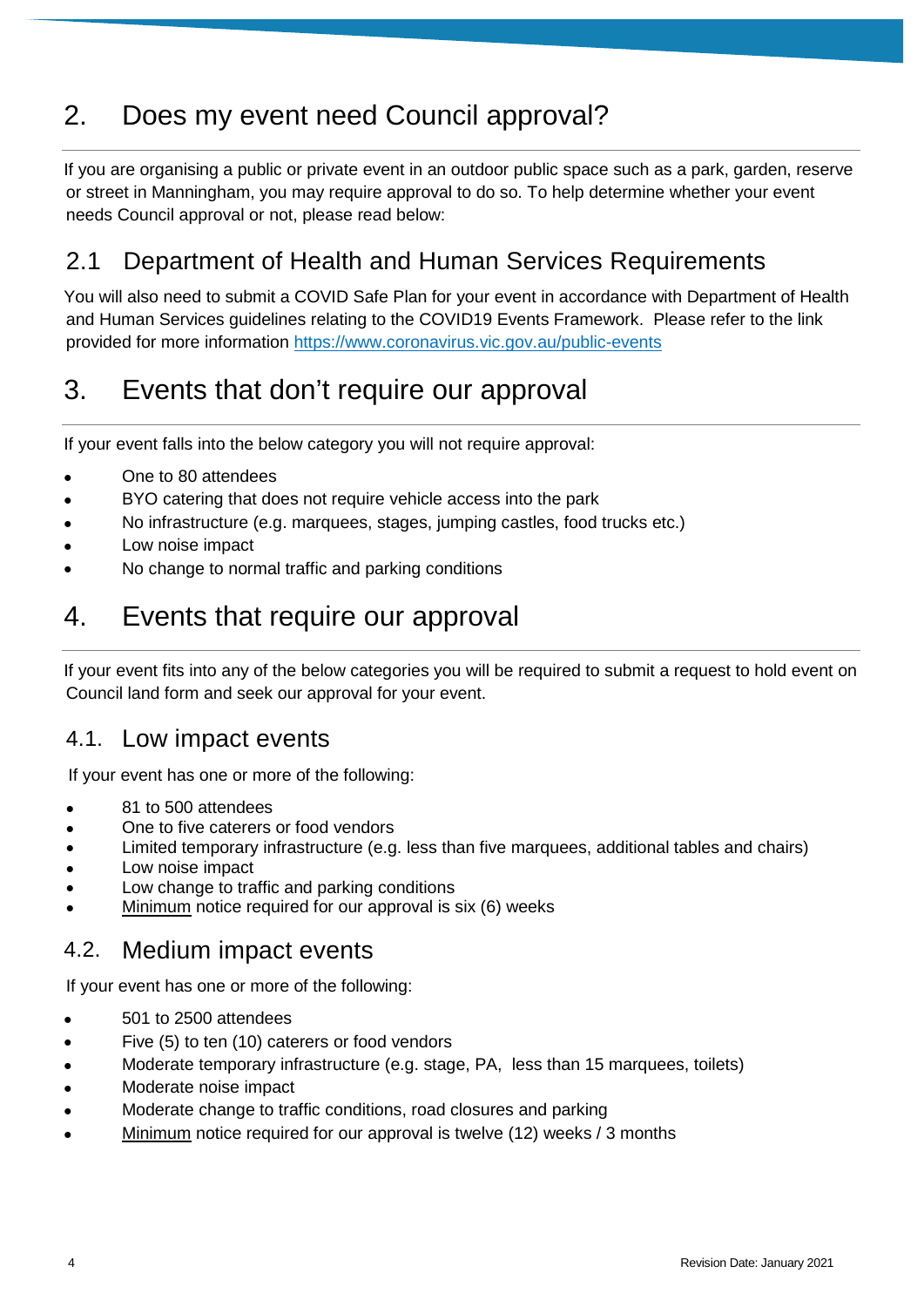## 2. Does my event need Council approval?

If you are organising a public or private event in an outdoor public space such as a park, garden, reserve or street in Manningham, you may require approval to do so. To help determine whether your event needs Council approval or not, please read below:

### 2.1 Department of Health and Human Services Requirements

You will also need to submit a COVID Safe Plan for your event in accordance with Department of Health and Human Services guidelines relating to the COVID19 Events Framework. Please refer to the link provided for more information https://www.coronavirus.vic.gov.au/public-events

## 3. Events that don't require our approval

If your event falls into the below category you will not require approval:

- One to 80 attendees
- BYO catering that does not require vehicle access into the park
- No infrastructure (e.g. marquees, stages, jumping castles, food trucks etc.)
- Low noise impact
- No change to normal traffic and parking conditions

## 4. Events that require our approval

If your event fits into any of the below categories you will be required to submit a request to hold event on Council land form and seek our approval for your event.

### 4.1. Low impact events

If your event has one or more of the following:

- 81 to 500 attendees
- One to five caterers or food vendors
- Limited temporary infrastructure (e.g. less than five marquees, additional tables and chairs)
- Low noise impact
- Low change to traffic and parking conditions
- Minimum notice required for our approval is six (6) weeks

### 4.2. Medium impact events

If your event has one or more of the following:

- 501 to 2500 attendees
- Five (5) to ten (10) caterers or food vendors
- Moderate temporary infrastructure (e.g. stage, PA, less than 15 marquees, toilets)
- Moderate noise impact
- Moderate change to traffic conditions, road closures and parking
- Minimum notice required for our approval is twelve (12) weeks / 3 months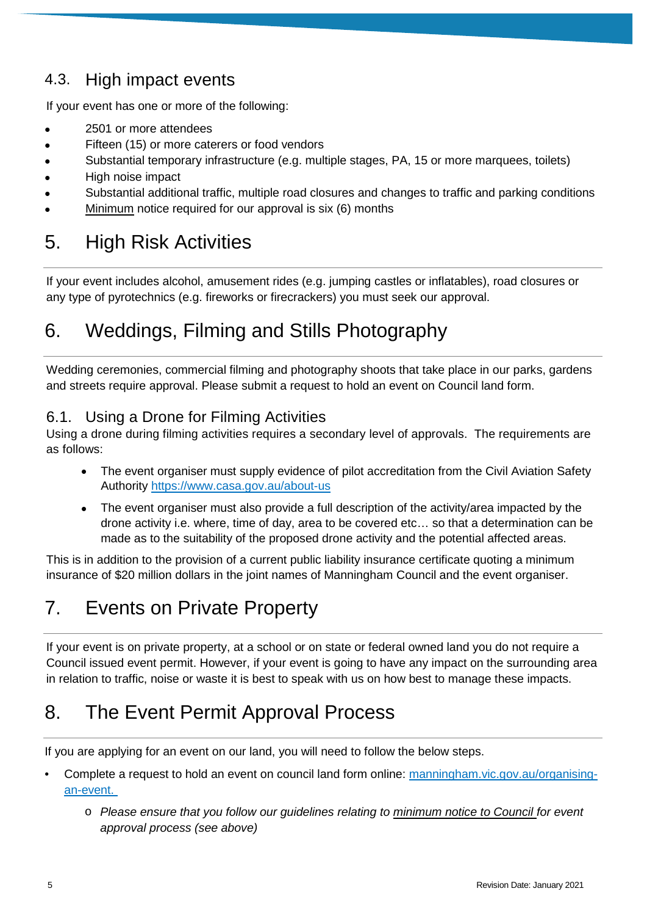### 4.3. High impact events

If your event has one or more of the following:

- 2501 or more attendees
- Fifteen (15) or more caterers or food vendors
- Substantial temporary infrastructure (e.g. multiple stages, PA, 15 or more marquees, toilets)
- High noise impact
- Substantial additional traffic, multiple road closures and changes to traffic and parking conditions
- Minimum notice required for our approval is six (6) months

## 5. High Risk Activities

If your event includes alcohol, amusement rides (e.g. jumping castles or inflatables), road closures or any type of pyrotechnics (e.g. fireworks or firecrackers) you must seek our approval.

## 6. Weddings, Filming and Stills Photography

Wedding ceremonies, commercial filming and photography shoots that take place in our parks, gardens and streets require approval. Please submit a request to hold an event on Council land form.

### 6.1. Using a Drone for Filming Activities

Using a drone during filming activities requires a secondary level of approvals. The requirements are as follows:

- The event organiser must supply evidence of pilot accreditation from the Civil Aviation Safety Authority https://www.casa.gov.au/about-us
- The event organiser must also provide a full description of the activity/area impacted by the drone activity i.e. where, time of day, area to be covered etc… so that a determination can be made as to the suitability of the proposed drone activity and the potential affected areas.

This is in addition to the provision of a current public liability insurance certificate quoting a minimum insurance of $20 million dollars in the joint names of Manningham Council and the event organiser.

## 7. Events on Private Property

If your event is on private property, at a school or on state or federal owned land you do not require a Council issued event permit. However, if your event is going to have any impact on the surrounding area in relation to traffic, noise or waste it is best to speak with us on how best to manage these impacts.

## 8. The Event Permit Approval Process

If you are applying for an event on our land, you will need to follow the below steps.

- Complete a request to hold an event on council land form online: manningham.vic.gov.au/organising-an-event.
  - *Please ensure that you follow our guidelines relating to minimum notice to Council for event approval process (see above)*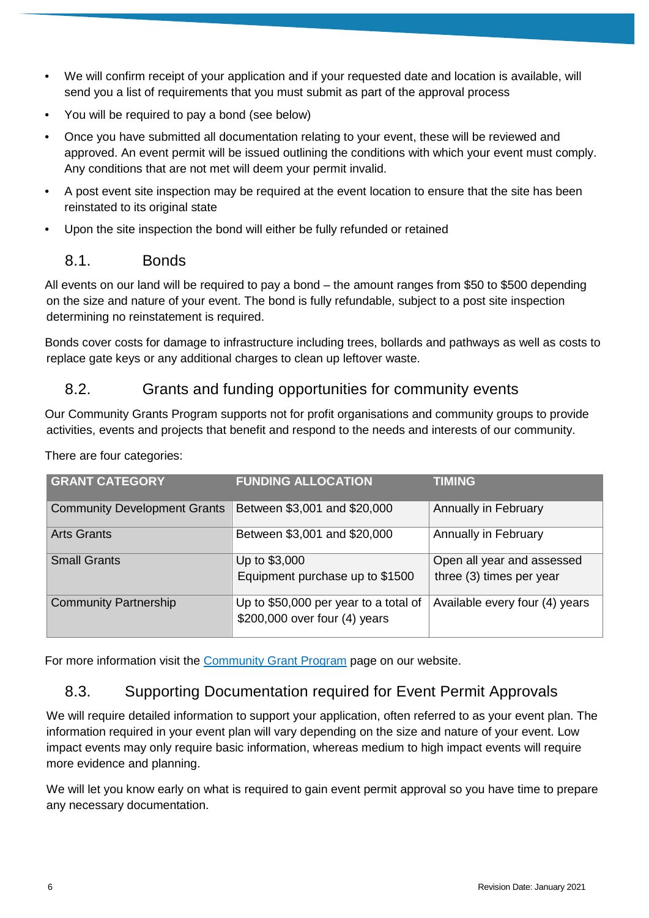- We will confirm receipt of your application and if your requested date and location is available, will send you a list of requirements that you must submit as part of the approval process
- You will be required to pay a bond (see below)
- Once you have submitted all documentation relating to your event, these will be reviewed and approved. An event permit will be issued outlining the conditions with which your event must comply. Any conditions that are not met will deem your permit invalid.
- A post event site inspection may be required at the event location to ensure that the site has been reinstated to its original state
- Upon the site inspection the bond will either be fully refunded or retained

## 8.1. Bonds

All events on our land will be required to pay a bond – the amount ranges from $50 to $500 depending on the size and nature of your event. The bond is fully refundable, subject to a post site inspection determining no reinstatement is required.

Bonds cover costs for damage to infrastructure including trees, bollards and pathways as well as costs to replace gate keys or any additional charges to clean up leftover waste.

## 8.2. Grants and funding opportunities for community events

Our Community Grants Program supports not for profit organisations and community groups to provide activities, events and projects that benefit and respond to the needs and interests of our community.

There are four categories:

| GRANT CATEGORY | FUNDING ALLOCATION | TIMING |
|---|---|---|
| Community Development Grants | Between $3,001 and $20,000 | Annually in February |
| Arts Grants | Between $3,001 and $20,000 | Annually in February |
| Small Grants | Up to $3,000<br>Equipment purchase up to $1500 | Open all year and assessed three (3) times per year |
| Community Partnership | Up to $50,000 per year to a total of $200,000 over four (4) years | Available every four (4) years |

For more information visit the Community Grant Program page on our website.

## 8.3. Supporting Documentation required for Event Permit Approvals

We will require detailed information to support your application, often referred to as your event plan. The information required in your event plan will vary depending on the size and nature of your event. Low impact events may only require basic information, whereas medium to high impact events will require more evidence and planning.

We will let you know early on what is required to gain event permit approval so you have time to prepare any necessary documentation.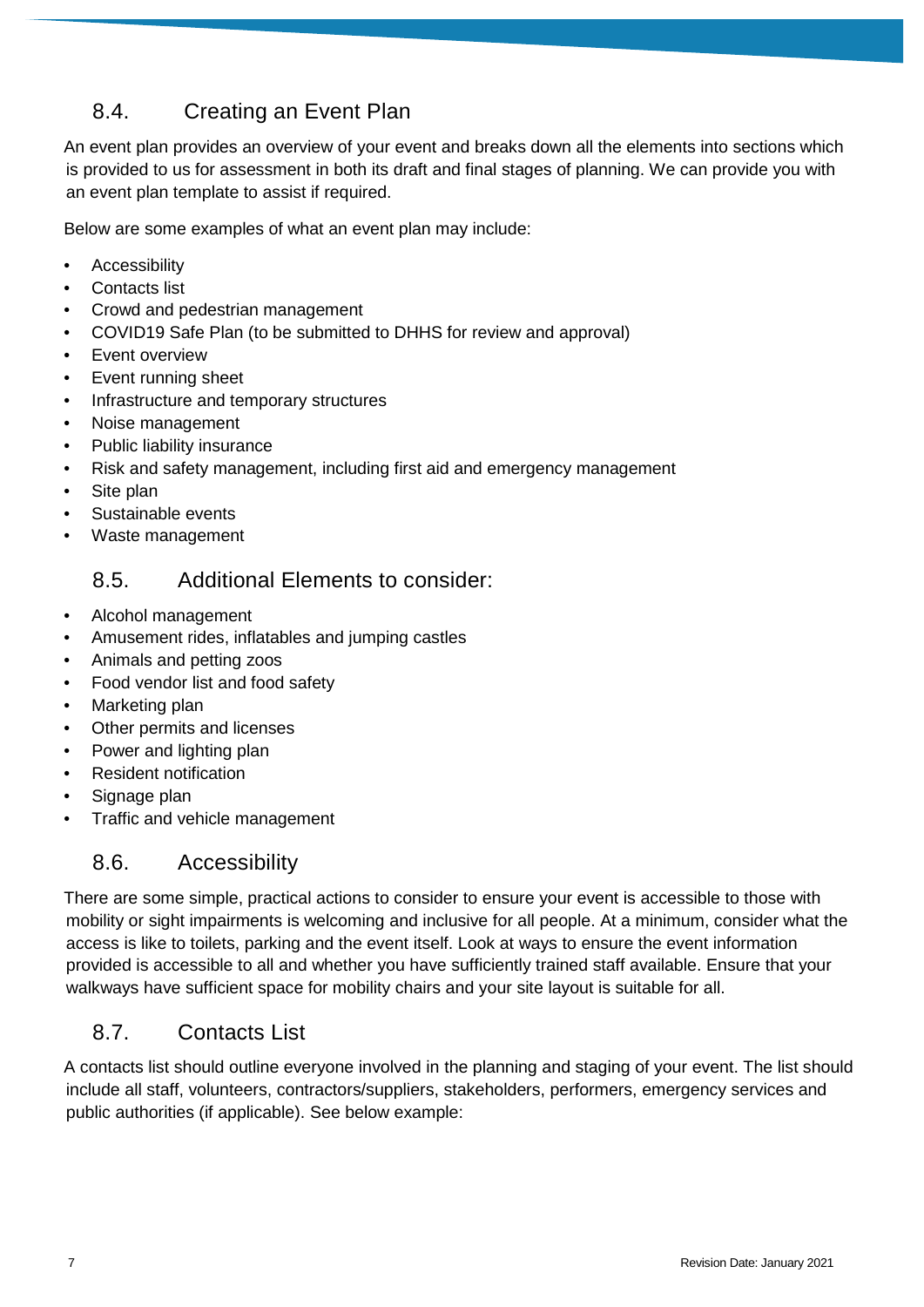## 8.4. Creating an Event Plan

An event plan provides an overview of your event and breaks down all the elements into sections which is provided to us for assessment in both its draft and final stages of planning. We can provide you with an event plan template to assist if required.

Below are some examples of what an event plan may include:

- Accessibility
- Contacts list
- Crowd and pedestrian management
- COVID19 Safe Plan (to be submitted to DHHS for review and approval)
- Event overview
- Event running sheet
- Infrastructure and temporary structures
- Noise management
- Public liability insurance
- Risk and safety management, including first aid and emergency management
- Site plan
- Sustainable events
- Waste management

## 8.5. Additional Elements to consider:

- Alcohol management
- Amusement rides, inflatables and jumping castles
- Animals and petting zoos
- Food vendor list and food safety
- Marketing plan
- Other permits and licenses
- Power and lighting plan
- Resident notification
- Signage plan
- Traffic and vehicle management

## 8.6. Accessibility

There are some simple, practical actions to consider to ensure your event is accessible to those with mobility or sight impairments is welcoming and inclusive for all people. At a minimum, consider what the access is like to toilets, parking and the event itself. Look at ways to ensure the event information provided is accessible to all and whether you have sufficiently trained staff available. Ensure that your walkways have sufficient space for mobility chairs and your site layout is suitable for all.

## 8.7. Contacts List

A contacts list should outline everyone involved in the planning and staging of your event. The list should include all staff, volunteers, contractors/suppliers, stakeholders, performers, emergency services and public authorities (if applicable). See below example: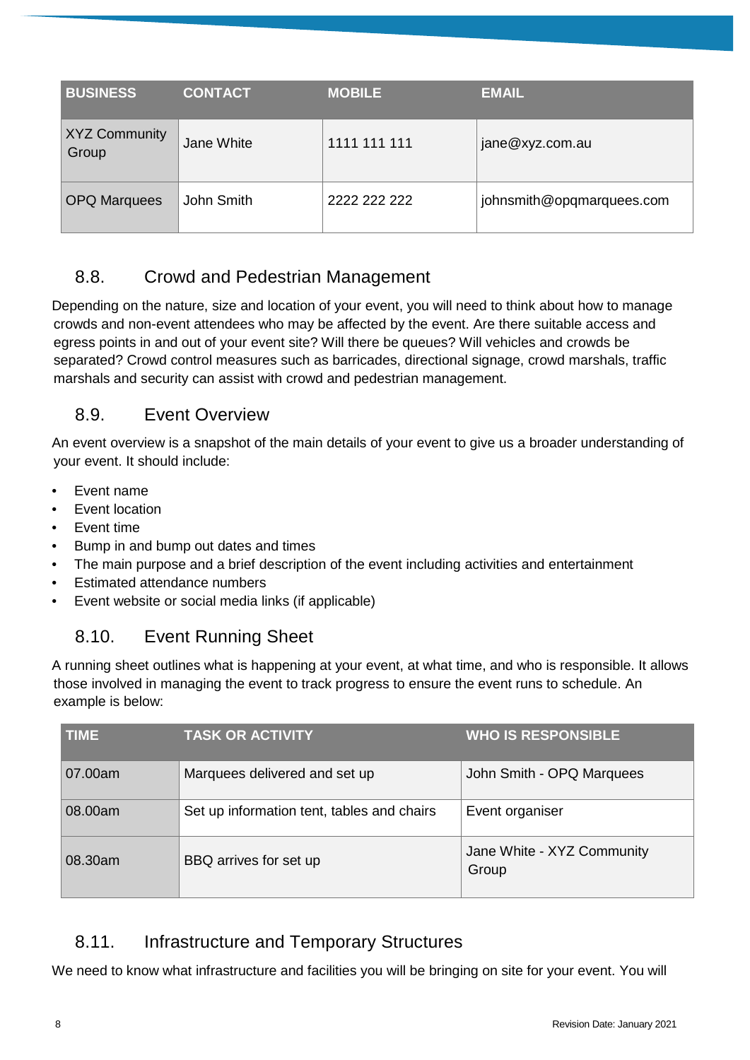| BUSINESS | CONTACT | MOBILE | EMAIL |
| --- | --- | --- | --- |
| XYZ Community Group | Jane White | 1111 111 111 | jane@xyz.com.au |
| OPQ Marquees | John Smith | 2222 222 222 | johnsmith@opqmarquees.com |

## 8.8. Crowd and Pedestrian Management

Depending on the nature, size and location of your event, you will need to think about how to manage crowds and non-event attendees who may be affected by the event. Are there suitable access and egress points in and out of your event site? Will there be queues? Will vehicles and crowds be separated? Crowd control measures such as barricades, directional signage, crowd marshals, traffic marshals and security can assist with crowd and pedestrian management.

## 8.9. Event Overview

An event overview is a snapshot of the main details of your event to give us a broader understanding of your event. It should include:

- Event name
- Event location
- Event time
- Bump in and bump out dates and times
- The main purpose and a brief description of the event including activities and entertainment
- Estimated attendance numbers
- Event website or social media links (if applicable)

## 8.10. Event Running Sheet

A running sheet outlines what is happening at your event, at what time, and who is responsible. It allows those involved in managing the event to track progress to ensure the event runs to schedule. An example is below:

| TIME | TASK OR ACTIVITY | WHO IS RESPONSIBLE |
| --- | --- | --- |
| 07.00am | Marquees delivered and set up | John Smith - OPQ Marquees |
| 08.00am | Set up information tent, tables and chairs | Event organiser |
| 08.30am | BBQ arrives for set up | Jane White - XYZ Community Group |

## 8.11. Infrastructure and Temporary Structures

We need to know what infrastructure and facilities you will be bringing on site for your event. You will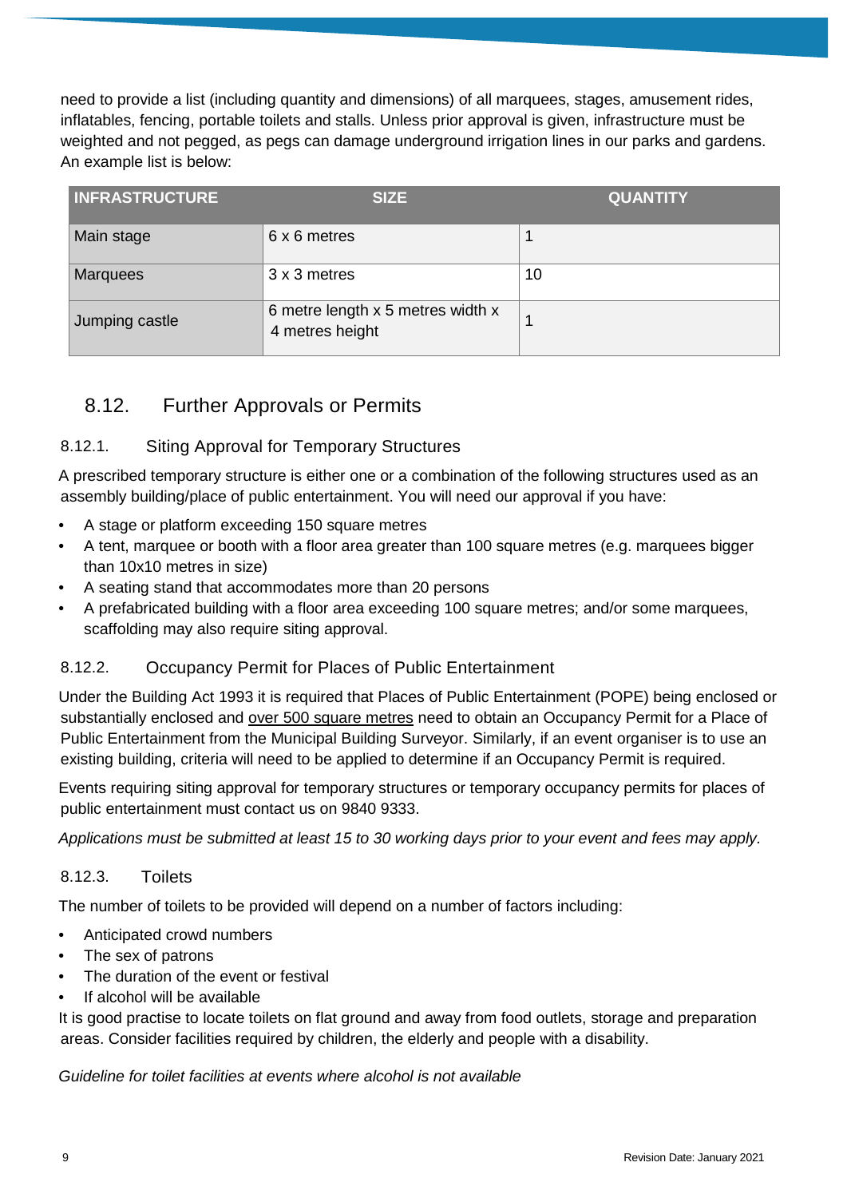need to provide a list (including quantity and dimensions) of all marquees, stages, amusement rides, inflatables, fencing, portable toilets and stalls. Unless prior approval is given, infrastructure must be weighted and not pegged, as pegs can damage underground irrigation lines in our parks and gardens. An example list is below:

| INFRASTRUCTURE | SIZE | QUANTITY |
|---|---|---|
| Main stage | 6 x 6 metres | 1 |
| Marquees | 3 x 3 metres | 10 |
| Jumping castle | 6 metre length x 5 metres width x 4 metres height | 1 |

## 8.12. Further Approvals or Permits

### 8.12.1. Siting Approval for Temporary Structures

A prescribed temporary structure is either one or a combination of the following structures used as an assembly building/place of public entertainment. You will need our approval if you have:

- A stage or platform exceeding 150 square metres
- A tent, marquee or booth with a floor area greater than 100 square metres (e.g. marquees bigger than 10x10 metres in size)
- A seating stand that accommodates more than 20 persons
- A prefabricated building with a floor area exceeding 100 square metres; and/or some marquees, scaffolding may also require siting approval.

### 8.12.2. Occupancy Permit for Places of Public Entertainment

Under the Building Act 1993 it is required that Places of Public Entertainment (POPE) being enclosed or substantially enclosed and over 500 square metres need to obtain an Occupancy Permit for a Place of Public Entertainment from the Municipal Building Surveyor. Similarly, if an event organiser is to use an existing building, criteria will need to be applied to determine if an Occupancy Permit is required.

Events requiring siting approval for temporary structures or temporary occupancy permits for places of public entertainment must contact us on 9840 9333.

*Applications must be submitted at least 15 to 30 working days prior to your event and fees may apply.*

### 8.12.3. Toilets

The number of toilets to be provided will depend on a number of factors including:

- Anticipated crowd numbers
- The sex of patrons
- The duration of the event or festival
- If alcohol will be available

It is good practise to locate toilets on flat ground and away from food outlets, storage and preparation areas. Consider facilities required by children, the elderly and people with a disability.

*Guideline for toilet facilities at events where alcohol is not available*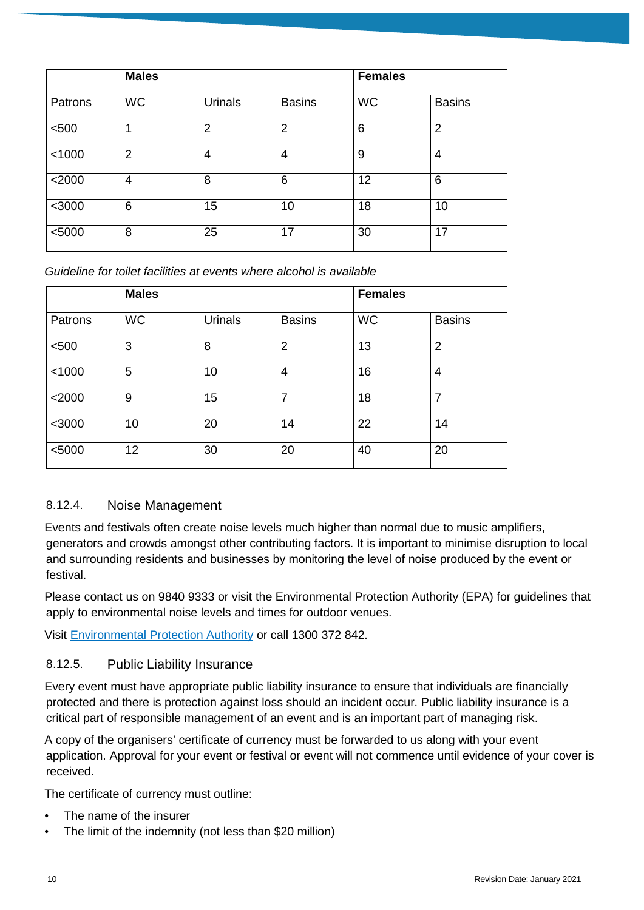| | Males | | | Females | |
|---|---|---|---|---|---|
| Patrons | WC | Urinals | Basins | WC | Basins |
| <500 | 1 | 2 | 2 | 6 | 2 |
| <1000 | 2 | 4 | 4 | 9 | 4 |
| <2000 | 4 | 8 | 6 | 12 | 6 |
| <3000 | 6 | 15 | 10 | 18 | 10 |
| <5000 | 8 | 25 | 17 | 30 | 17 |

*Guideline for toilet facilities at events where alcohol is available*

| | Males | | | Females | |
|---|---|---|---|---|---|
| Patrons | WC | Urinals | Basins | WC | Basins |
| <500 | 3 | 8 | 2 | 13 | 2 |
| <1000 | 5 | 10 | 4 | 16 | 4 |
| <2000 | 9 | 15 | 7 | 18 | 7 |
| <3000 | 10 | 20 | 14 | 22 | 14 |
| <5000 | 12 | 30 | 20 | 40 | 20 |

### 8.12.4. Noise Management

Events and festivals often create noise levels much higher than normal due to music amplifiers, generators and crowds amongst other contributing factors. It is important to minimise disruption to local and surrounding residents and businesses by monitoring the level of noise produced by the event or festival.

Please contact us on 9840 9333 or visit the Environmental Protection Authority (EPA) for guidelines that apply to environmental noise levels and times for outdoor venues.

Visit Environmental Protection Authority or call 1300 372 842.

### 8.12.5. Public Liability Insurance

Every event must have appropriate public liability insurance to ensure that individuals are financially protected and there is protection against loss should an incident occur. Public liability insurance is a critical part of responsible management of an event and is an important part of managing risk.

A copy of the organisers' certificate of currency must be forwarded to us along with your event application. Approval for your event or festival or event will not commence until evidence of your cover is received.

The certificate of currency must outline:

- The name of the insurer
- The limit of the indemnity (not less than $20 million)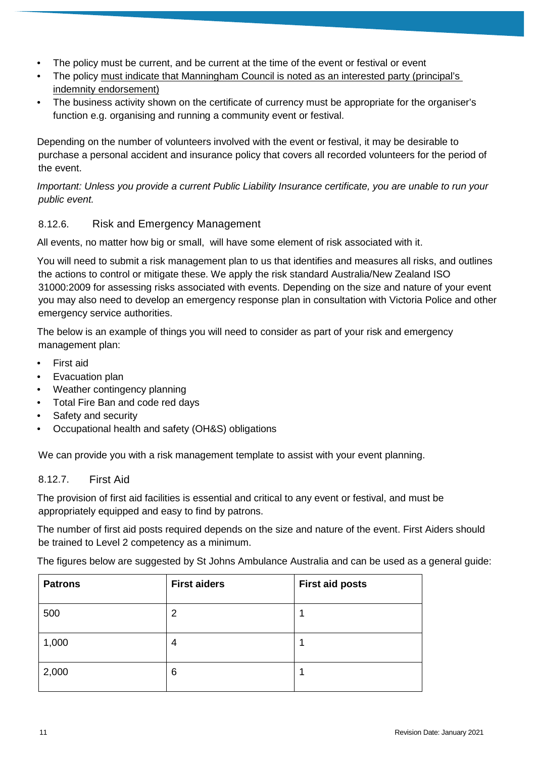- The policy must be current, and be current at the time of the event or festival or event
- The policy must indicate that Manningham Council is noted as an interested party (principal's indemnity endorsement)
- The business activity shown on the certificate of currency must be appropriate for the organiser's function e.g. organising and running a community event or festival.

Depending on the number of volunteers involved with the event or festival, it may be desirable to purchase a personal accident and insurance policy that covers all recorded volunteers for the period of the event.

*Important: Unless you provide a current Public Liability Insurance certificate, you are unable to run your public event.*

### 8.12.6. Risk and Emergency Management

All events, no matter how big or small, will have some element of risk associated with it.

You will need to submit a risk management plan to us that identifies and measures all risks, and outlines the actions to control or mitigate these. We apply the risk standard Australia/New Zealand ISO 31000:2009 for assessing risks associated with events. Depending on the size and nature of your event you may also need to develop an emergency response plan in consultation with Victoria Police and other emergency service authorities.

The below is an example of things you will need to consider as part of your risk and emergency management plan:

- First aid
- Evacuation plan
- Weather contingency planning
- Total Fire Ban and code red days
- Safety and security
- Occupational health and safety (OH&S) obligations

We can provide you with a risk management template to assist with your event planning.

### 8.12.7. First Aid

The provision of first aid facilities is essential and critical to any event or festival, and must be appropriately equipped and easy to find by patrons.

The number of first aid posts required depends on the size and nature of the event. First Aiders should be trained to Level 2 competency as a minimum.

The figures below are suggested by St Johns Ambulance Australia and can be used as a general guide:

| Patrons | First aiders | First aid posts |
|---|---|---|
| 500 | 2 | 1 |
| 1,000 | 4 | 1 |
| 2,000 | 6 | 1 |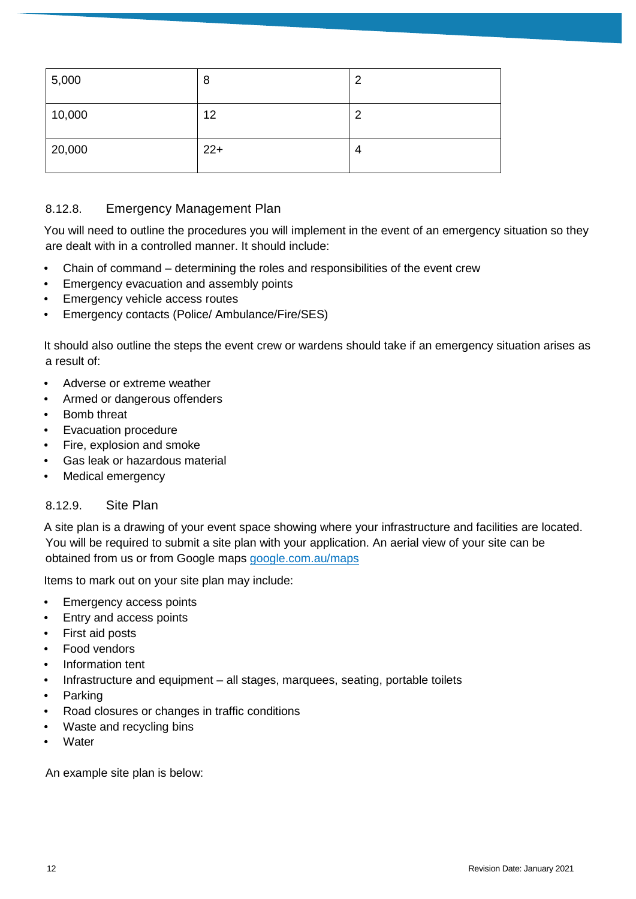| 5,000 | 8 | 2 |
|---|---|---|
| 10,000 | 12 | 2 |
| 20,000 | 22+ | 4 |

### 8.12.8. Emergency Management Plan

You will need to outline the procedures you will implement in the event of an emergency situation so they are dealt with in a controlled manner. It should include:

- Chain of command – determining the roles and responsibilities of the event crew
- Emergency evacuation and assembly points
- Emergency vehicle access routes
- Emergency contacts (Police/ Ambulance/Fire/SES)

It should also outline the steps the event crew or wardens should take if an emergency situation arises as a result of:

- Adverse or extreme weather
- Armed or dangerous offenders
- Bomb threat
- Evacuation procedure
- Fire, explosion and smoke
- Gas leak or hazardous material
- Medical emergency

### 8.12.9. Site Plan

A site plan is a drawing of your event space showing where your infrastructure and facilities are located. You will be required to submit a site plan with your application. An aerial view of your site can be obtained from us or from Google maps [google.com.au/maps](google.com.au/maps)

Items to mark out on your site plan may include:

- Emergency access points
- Entry and access points
- First aid posts
- Food vendors
- Information tent
- Infrastructure and equipment – all stages, marquees, seating, portable toilets
- Parking
- Road closures or changes in traffic conditions
- Waste and recycling bins
- Water

An example site plan is below: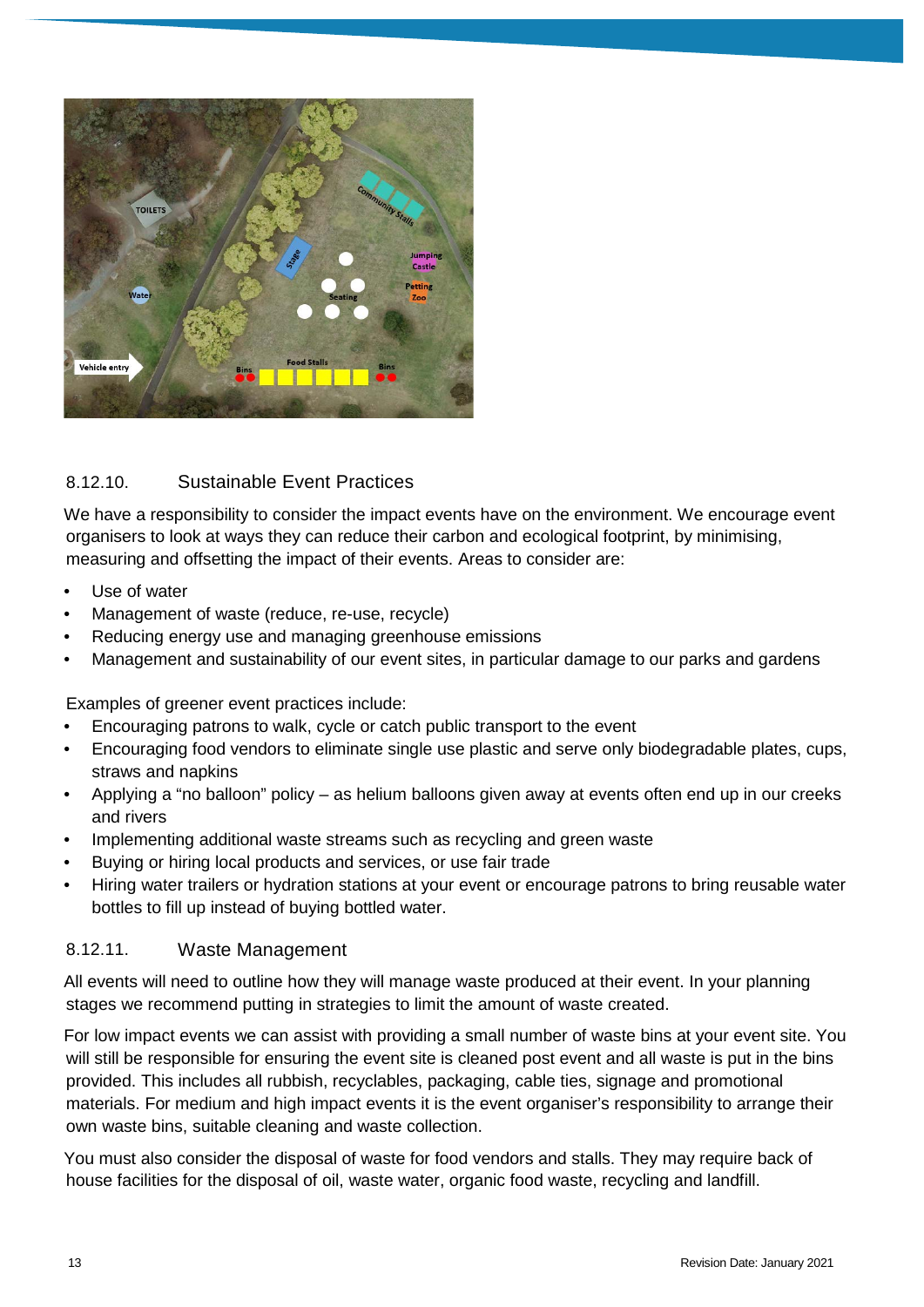### 8.12.10. Sustainable Event Practices

We have a responsibility to consider the impact events have on the environment. We encourage event organisers to look at ways they can reduce their carbon and ecological footprint, by minimising, measuring and offsetting the impact of their events. Areas to consider are:

- Use of water
- Management of waste (reduce, re-use, recycle)
- Reducing energy use and managing greenhouse emissions
- Management and sustainability of our event sites, in particular damage to our parks and gardens

Examples of greener event practices include:

- Encouraging patrons to walk, cycle or catch public transport to the event
- Encouraging food vendors to eliminate single use plastic and serve only biodegradable plates, cups, straws and napkins
- Applying a "no balloon" policy – as helium balloons given away at events often end up in our creeks and rivers
- Implementing additional waste streams such as recycling and green waste
- Buying or hiring local products and services, or use fair trade
- Hiring water trailers or hydration stations at your event or encourage patrons to bring reusable water bottles to fill up instead of buying bottled water.

### 8.12.11. Waste Management

All events will need to outline how they will manage waste produced at their event. In your planning stages we recommend putting in strategies to limit the amount of waste created.

For low impact events we can assist with providing a small number of waste bins at your event site. You will still be responsible for ensuring the event site is cleaned post event and all waste is put in the bins provided. This includes all rubbish, recyclables, packaging, cable ties, signage and promotional materials. For medium and high impact events it is the event organiser's responsibility to arrange their own waste bins, suitable cleaning and waste collection.

You must also consider the disposal of waste for food vendors and stalls. They may require back of house facilities for the disposal of oil, waste water, organic food waste, recycling and landfill.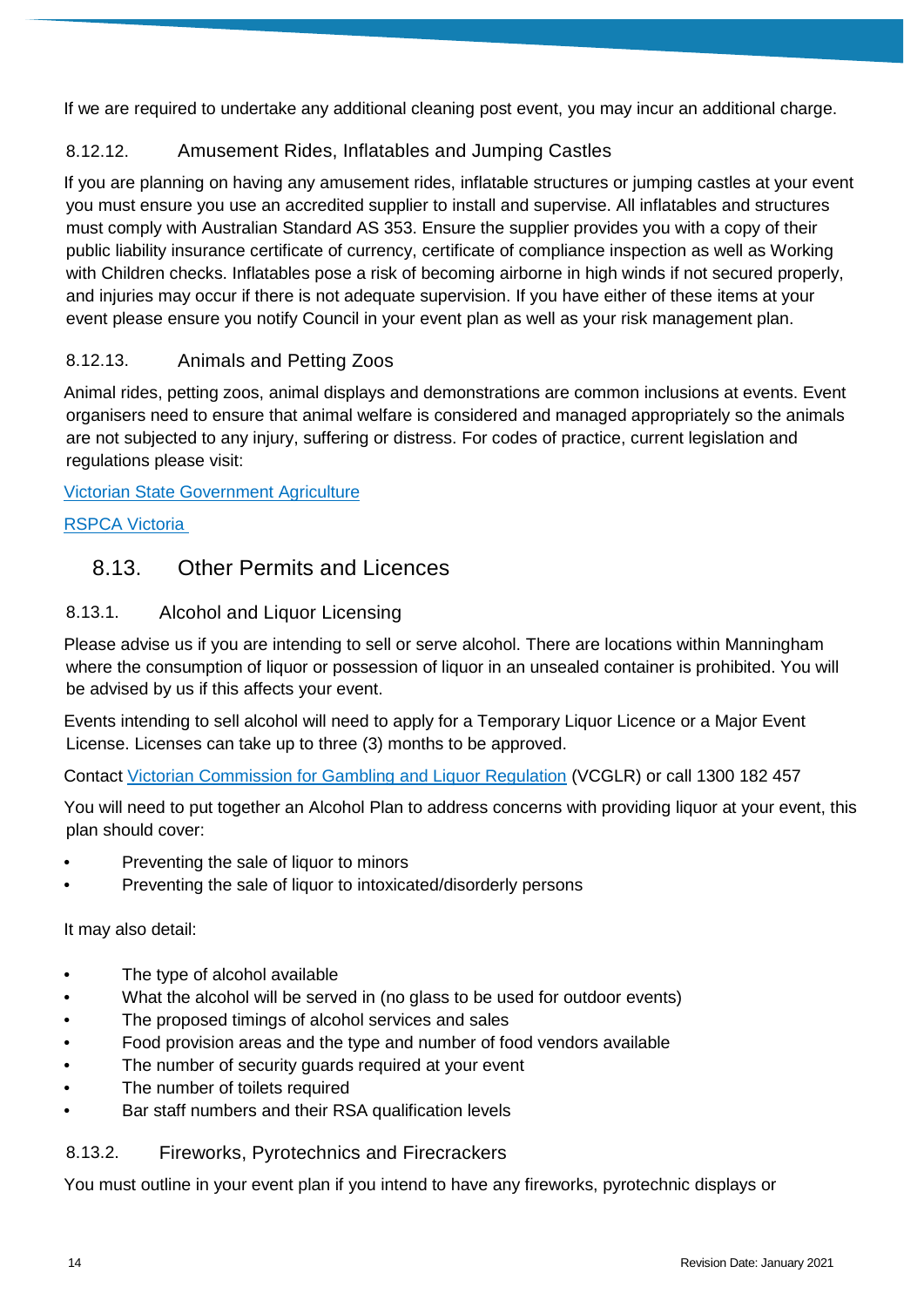If we are required to undertake any additional cleaning post event, you may incur an additional charge.

#### 8.12.12. Amusement Rides, Inflatables and Jumping Castles

If you are planning on having any amusement rides, inflatable structures or jumping castles at your event you must ensure you use an accredited supplier to install and supervise. All inflatables and structures must comply with Australian Standard AS 353. Ensure the supplier provides you with a copy of their public liability insurance certificate of currency, certificate of compliance inspection as well as Working with Children checks. Inflatables pose a risk of becoming airborne in high winds if not secured properly, and injuries may occur if there is not adequate supervision. If you have either of these items at your event please ensure you notify Council in your event plan as well as your risk management plan.

#### 8.12.13. Animals and Petting Zoos

Animal rides, petting zoos, animal displays and demonstrations are common inclusions at events. Event organisers need to ensure that animal welfare is considered and managed appropriately so the animals are not subjected to any injury, suffering or distress. For codes of practice, current legislation and regulations please visit:

Victorian State Government Agriculture

RSPCA Victoria

## 8.13. Other Permits and Licences

### 8.13.1. Alcohol and Liquor Licensing

Please advise us if you are intending to sell or serve alcohol. There are locations within Manningham where the consumption of liquor or possession of liquor in an unsealed container is prohibited. You will be advised by us if this affects your event.

Events intending to sell alcohol will need to apply for a Temporary Liquor Licence or a Major Event License. Licenses can take up to three (3) months to be approved.

Contact Victorian Commission for Gambling and Liquor Regulation (VCGLR) or call 1300 182 457

You will need to put together an Alcohol Plan to address concerns with providing liquor at your event, this plan should cover:

- Preventing the sale of liquor to minors
- Preventing the sale of liquor to intoxicated/disorderly persons

It may also detail:

- The type of alcohol available
- What the alcohol will be served in (no glass to be used for outdoor events)
- The proposed timings of alcohol services and sales
- Food provision areas and the type and number of food vendors available
- The number of security guards required at your event
- The number of toilets required
- Bar staff numbers and their RSA qualification levels

### 8.13.2. Fireworks, Pyrotechnics and Firecrackers

You must outline in your event plan if you intend to have any fireworks, pyrotechnic displays or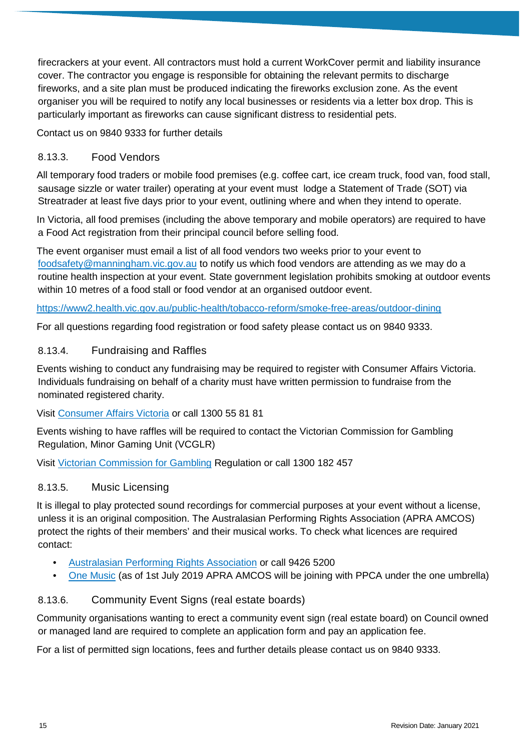firecrackers at your event. All contractors must hold a current WorkCover permit and liability insurance cover. The contractor you engage is responsible for obtaining the relevant permits to discharge fireworks, and a site plan must be produced indicating the fireworks exclusion zone. As the event organiser you will be required to notify any local businesses or residents via a letter box drop. This is particularly important as fireworks can cause significant distress to residential pets.

Contact us on 9840 9333 for further details

### 8.13.3. Food Vendors

All temporary food traders or mobile food premises (e.g. coffee cart, ice cream truck, food van, food stall, sausage sizzle or water trailer) operating at your event must lodge a Statement of Trade (SOT) via Streatrader at least five days prior to your event, outlining where and when they intend to operate.

In Victoria, all food premises (including the above temporary and mobile operators) are required to have a Food Act registration from their principal council before selling food.

The event organiser must email a list of all food vendors two weeks prior to your event to [foodsafety@manningham.vic.gov.au](mailto:foodsafety@manningham.vic.gov.au) to notify us which food vendors are attending as we may do a routine health inspection at your event. State government legislation prohibits smoking at outdoor events within 10 metres of a food stall or food vendor at an organised outdoor event.

[https://www2.health.vic.gov.au/public-health/tobacco-reform/smoke-free-areas/outdoor-dining](https://www2.health.vic.gov.au/public-health/tobacco-reform/smoke-free-areas/outdoor-dining)

For all questions regarding food registration or food safety please contact us on 9840 9333.

### 8.13.4. Fundraising and Raffles

Events wishing to conduct any fundraising may be required to register with Consumer Affairs Victoria. Individuals fundraising on behalf of a charity must have written permission to fundraise from the nominated registered charity.

Visit [Consumer Affairs Victoria]() or call 1300 55 81 81

Events wishing to have raffles will be required to contact the Victorian Commission for Gambling Regulation, Minor Gaming Unit (VCGLR)

Visit [Victorian Commission for Gambling]() Regulation or call 1300 182 457

### 8.13.5. Music Licensing

It is illegal to play protected sound recordings for commercial purposes at your event without a license, unless it is an original composition. The Australasian Performing Rights Association (APRA AMCOS) protect the rights of their members' and their musical works. To check what licences are required contact:

- [Australasian Performing Rights Association]() or call 9426 5200
- [One Music]() (as of 1st July 2019 APRA AMCOS will be joining with PPCA under the one umbrella)

### 8.13.6. Community Event Signs (real estate boards)

Community organisations wanting to erect a community event sign (real estate board) on Council owned or managed land are required to complete an application form and pay an application fee.

For a list of permitted sign locations, fees and further details please contact us on 9840 9333.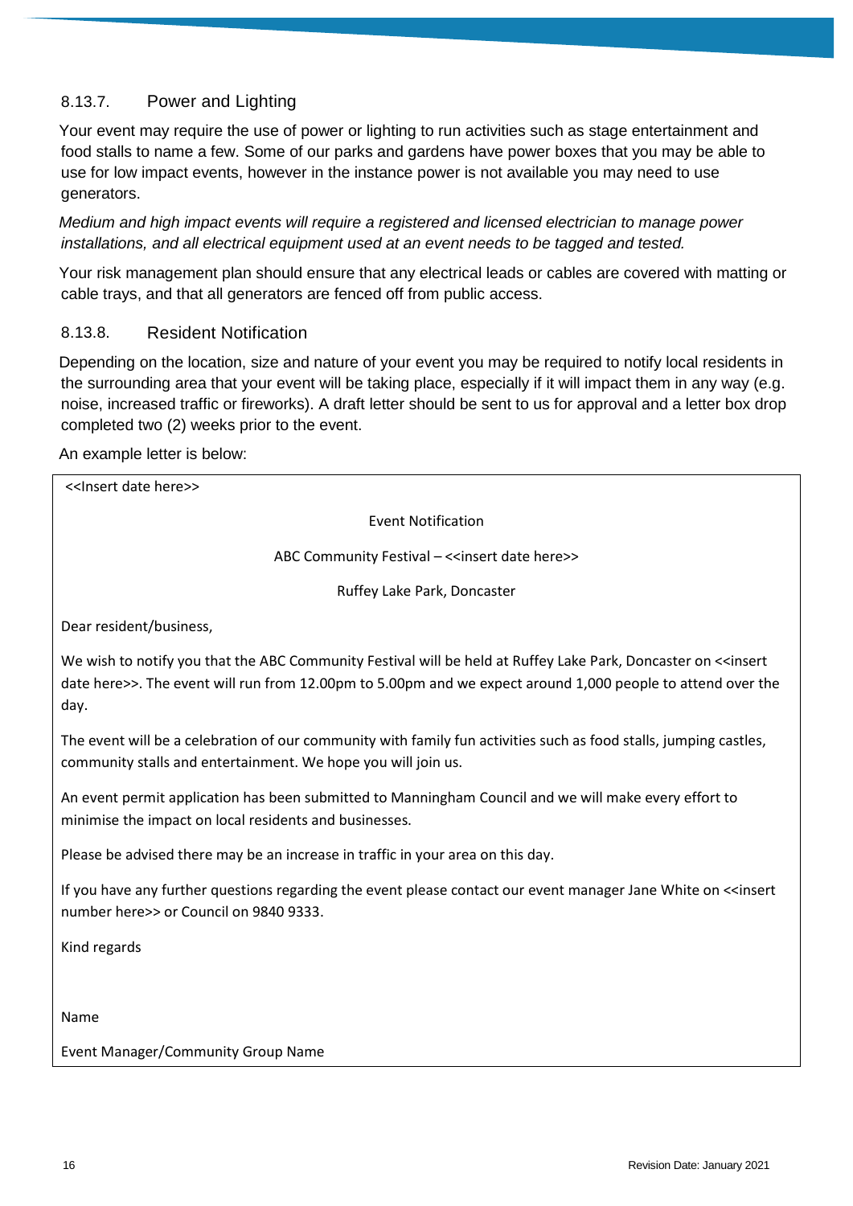### 8.13.7. Power and Lighting

Your event may require the use of power or lighting to run activities such as stage entertainment and food stalls to name a few. Some of our parks and gardens have power boxes that you may be able to use for low impact events, however in the instance power is not available you may need to use generators.

*Medium and high impact events will require a registered and licensed electrician to manage power installations, and all electrical equipment used at an event needs to be tagged and tested.*

Your risk management plan should ensure that any electrical leads or cables are covered with matting or cable trays, and that all generators are fenced off from public access.

### 8.13.8. Resident Notification

Depending on the location, size and nature of your event you may be required to notify local residents in the surrounding area that your event will be taking place, especially if it will impact them in any way (e.g. noise, increased traffic or fireworks). A draft letter should be sent to us for approval and a letter box drop completed two (2) weeks prior to the event.

An example letter is below:

> <<Insert date here>>
>
> Event Notification
>
> ABC Community Festival – <<insert date here>>
>
> Ruffey Lake Park, Doncaster
>
> Dear resident/business,
>
> We wish to notify you that the ABC Community Festival will be held at Ruffey Lake Park, Doncaster on <<insert date here>>. The event will run from 12.00pm to 5.00pm and we expect around 1,000 people to attend over the day.
>
> The event will be a celebration of our community with family fun activities such as food stalls, jumping castles, community stalls and entertainment. We hope you will join us.
>
> An event permit application has been submitted to Manningham Council and we will make every effort to minimise the impact on local residents and businesses.
>
> Please be advised there may be an increase in traffic in your area on this day.
>
> If you have any further questions regarding the event please contact our event manager Jane White on <<insert number here>> or Council on 9840 9333.
>
> Kind regards
>
> Name
>
> Event Manager/Community Group Name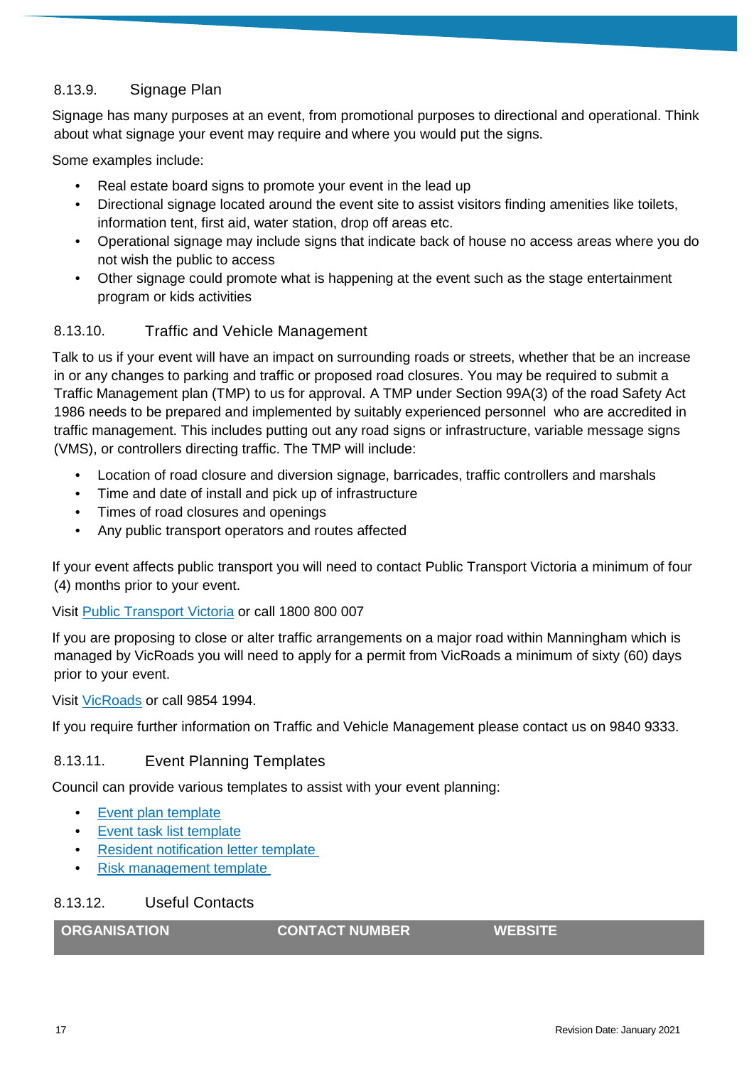### 8.13.9. Signage Plan

Signage has many purposes at an event, from promotional purposes to directional and operational. Think about what signage your event may require and where you would put the signs.

Some examples include:

- Real estate board signs to promote your event in the lead up
- Directional signage located around the event site to assist visitors finding amenities like toilets, information tent, first aid, water station, drop off areas etc.
- Operational signage may include signs that indicate back of house no access areas where you do not wish the public to access
- Other signage could promote what is happening at the event such as the stage entertainment program or kids activities

### 8.13.10. Traffic and Vehicle Management

Talk to us if your event will have an impact on surrounding roads or streets, whether that be an increase in or any changes to parking and traffic or proposed road closures. You may be required to submit a Traffic Management plan (TMP) to us for approval. A TMP under Section 99A(3) of the road Safety Act 1986 needs to be prepared and implemented by suitably experienced personnel who are accredited in traffic management. This includes putting out any road signs or infrastructure, variable message signs (VMS), or controllers directing traffic. The TMP will include:

- Location of road closure and diversion signage, barricades, traffic controllers and marshals
- Time and date of install and pick up of infrastructure
- Times of road closures and openings
- Any public transport operators and routes affected

If your event affects public transport you will need to contact Public Transport Victoria a minimum of four (4) months prior to your event.

Visit Public Transport Victoria or call 1800 800 007

If you are proposing to close or alter traffic arrangements on a major road within Manningham which is managed by VicRoads you will need to apply for a permit from VicRoads a minimum of sixty (60) days prior to your event.

Visit VicRoads or call 9854 1994.

If you require further information on Traffic and Vehicle Management please contact us on 9840 9333.

### 8.13.11. Event Planning Templates

Council can provide various templates to assist with your event planning:

- Event plan template
- Event task list template
- Resident notification letter template
- Risk management template

### 8.13.12. Useful Contacts

| ORGANISATION | CONTACT NUMBER | WEBSITE |
| --- | --- | --- |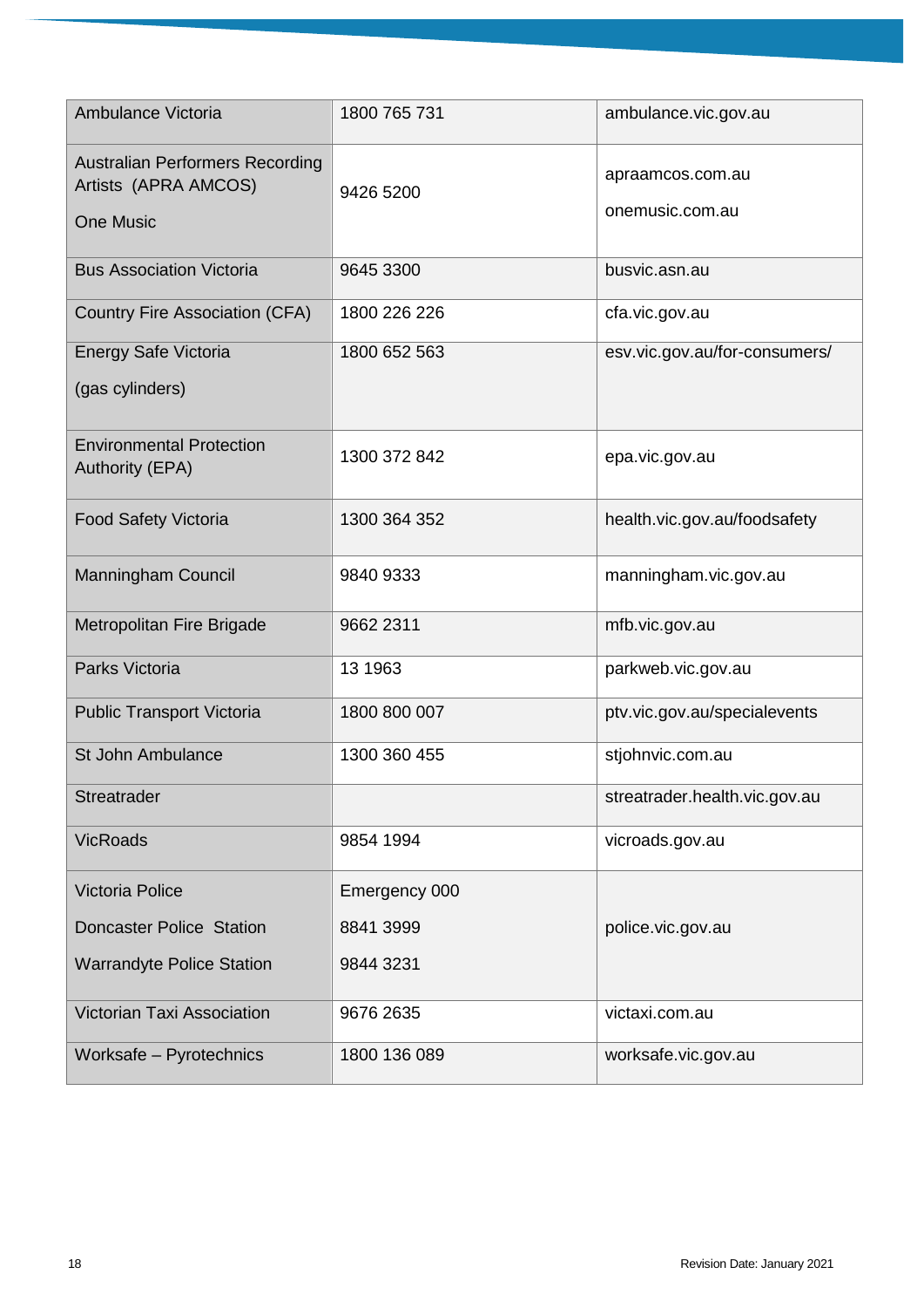| Ambulance Victoria | 1800 765 731 | ambulance.vic.gov.au |
|---|---|---|
| Australian Performers Recording Artists (APRA AMCOS)<br>One Music | 9426 5200 | apraamcos.com.au<br>onemusic.com.au |
| Bus Association Victoria | 9645 3300 | busvic.asn.au |
| Country Fire Association (CFA) | 1800 226 226 | cfa.vic.gov.au |
| Energy Safe Victoria<br>(gas cylinders) | 1800 652 563 | esv.vic.gov.au/for-consumers/ |
| Environmental Protection Authority (EPA) | 1300 372 842 | epa.vic.gov.au |
| Food Safety Victoria | 1300 364 352 | health.vic.gov.au/foodsafety |
| Manningham Council | 9840 9333 | manningham.vic.gov.au |
| Metropolitan Fire Brigade | 9662 2311 | mfb.vic.gov.au |
| Parks Victoria | 13 1963 | parkweb.vic.gov.au |
| Public Transport Victoria | 1800 800 007 | ptv.vic.gov.au/specialevents |
| St John Ambulance | 1300 360 455 | stjohnvic.com.au |
| Streatrader | | streatrader.health.vic.gov.au |
| VicRoads | 9854 1994 | vicroads.gov.au |
| Victoria Police<br>Doncaster Police Station<br>Warrandyte Police Station | Emergency 000<br>8841 3999<br>9844 3231 | police.vic.gov.au |
| Victorian Taxi Association | 9676 2635 | victaxi.com.au |
| Worksafe – Pyrotechnics | 1800 136 089 | worksafe.vic.gov.au |

Revision Date: January 2021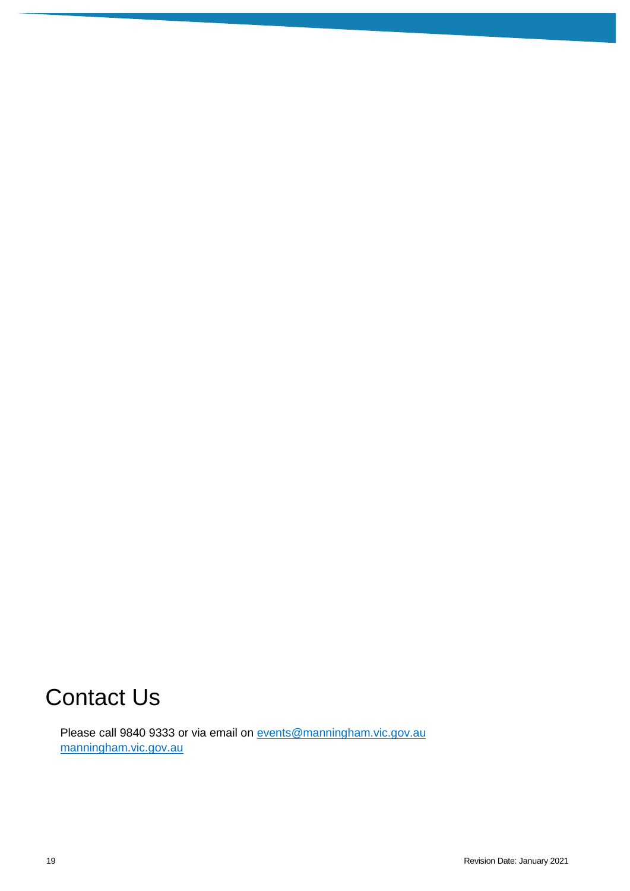# Contact Us

Please call 9840 9333 or via email on events@manningham.vic.gov.au
manningham.vic.gov.au